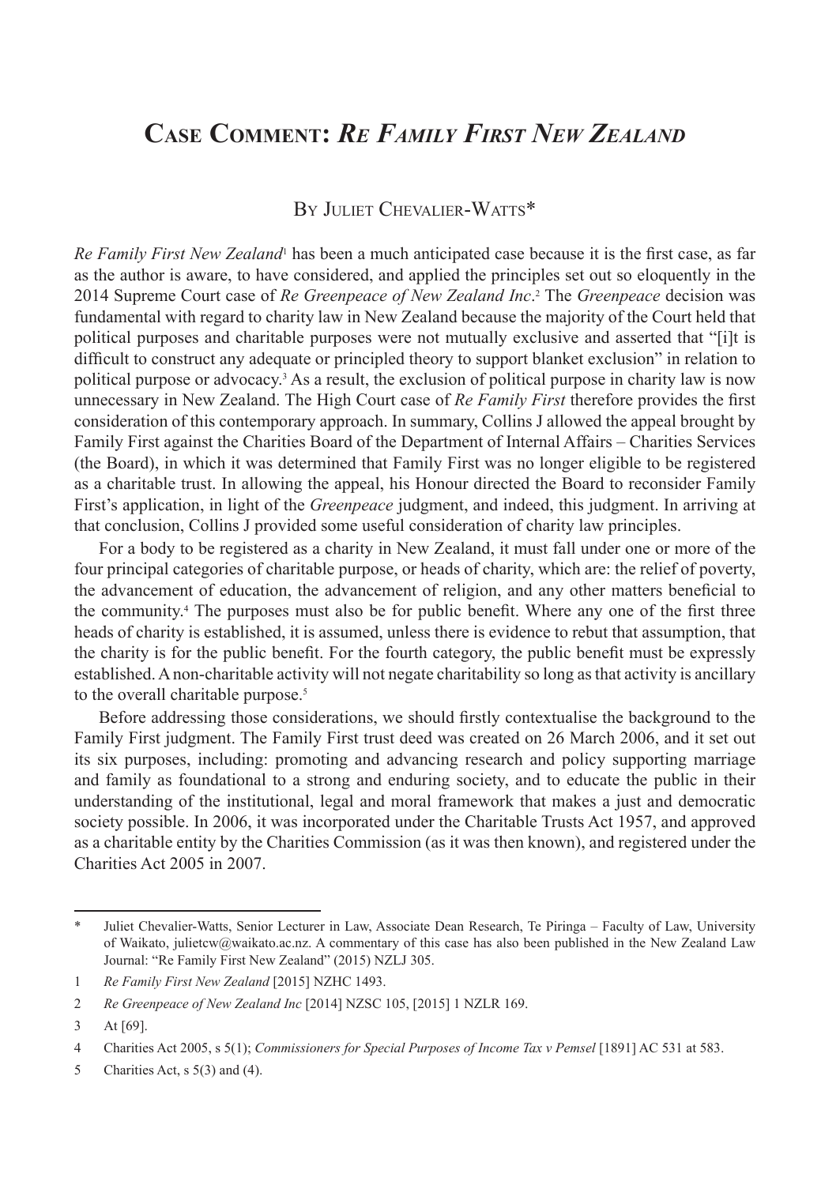# Case Comment: *Re Family First New Zealand*

By Juliet Chevalier-Watts*

*Re Family First New Zealand*[1] has been a much anticipated case because it is the first case, as far as the author is aware, to have considered, and applied the principles set out so eloquently in the 2014 Supreme Court case of *Re Greenpeace of New Zealand Inc*.[2] The *Greenpeace* decision was fundamental with regard to charity law in New Zealand because the majority of the Court held that political purposes and charitable purposes were not mutually exclusive and asserted that "[i]t is difficult to construct any adequate or principled theory to support blanket exclusion" in relation to political purpose or advocacy.[3] As a result, the exclusion of political purpose in charity law is now unnecessary in New Zealand. The High Court case of *Re Family First* therefore provides the first consideration of this contemporary approach. In summary, Collins J allowed the appeal brought by Family First against the Charities Board of the Department of Internal Affairs – Charities Services (the Board), in which it was determined that Family First was no longer eligible to be registered as a charitable trust. In allowing the appeal, his Honour directed the Board to reconsider Family First's application, in light of the *Greenpeace* judgment, and indeed, this judgment. In arriving at that conclusion, Collins J provided some useful consideration of charity law principles.

For a body to be registered as a charity in New Zealand, it must fall under one or more of the four principal categories of charitable purpose, or heads of charity, which are: the relief of poverty, the advancement of education, the advancement of religion, and any other matters beneficial to the community.[4] The purposes must also be for public benefit. Where any one of the first three heads of charity is established, it is assumed, unless there is evidence to rebut that assumption, that the charity is for the public benefit. For the fourth category, the public benefit must be expressly established. A non-charitable activity will not negate charitability so long as that activity is ancillary to the overall charitable purpose.[5]

Before addressing those considerations, we should firstly contextualise the background to the Family First judgment. The Family First trust deed was created on 26 March 2006, and it set out its six purposes, including: promoting and advancing research and policy supporting marriage and family as foundational to a strong and enduring society, and to educate the public in their understanding of the institutional, legal and moral framework that makes a just and democratic society possible. In 2006, it was incorporated under the Charitable Trusts Act 1957, and approved as a charitable entity by the Charities Commission (as it was then known), and registered under the Charities Act 2005 in 2007.

---

\* Juliet Chevalier-Watts, Senior Lecturer in Law, Associate Dean Research, Te Piringa – Faculty of Law, University of Waikato, julietcw@waikato.ac.nz. A commentary of this case has also been published in the New Zealand Law Journal: "Re Family First New Zealand" (2015) NZLJ 305.

1 *Re Family First New Zealand* [2015] NZHC 1493.

2 *Re Greenpeace of New Zealand Inc* [2014] NZSC 105, [2015] 1 NZLR 169.

3 At [69].

4 Charities Act 2005, s 5(1); *Commissioners for Special Purposes of Income Tax v Pemsel* [1891] AC 531 at 583.

5 Charities Act, s 5(3) and (4).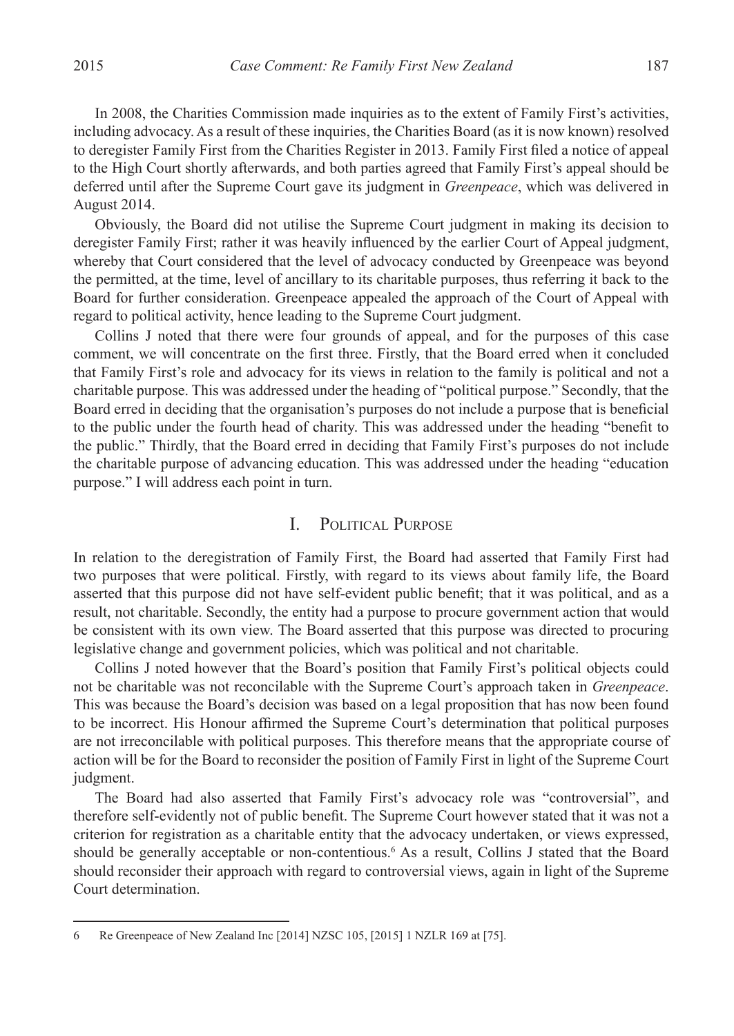In 2008, the Charities Commission made inquiries as to the extent of Family First's activities, including advocacy. As a result of these inquiries, the Charities Board (as it is now known) resolved to deregister Family First from the Charities Register in 2013. Family First filed a notice of appeal to the High Court shortly afterwards, and both parties agreed that Family First's appeal should be deferred until after the Supreme Court gave its judgment in *Greenpeace*, which was delivered in August 2014.

Obviously, the Board did not utilise the Supreme Court judgment in making its decision to deregister Family First; rather it was heavily influenced by the earlier Court of Appeal judgment, whereby that Court considered that the level of advocacy conducted by Greenpeace was beyond the permitted, at the time, level of ancillary to its charitable purposes, thus referring it back to the Board for further consideration. Greenpeace appealed the approach of the Court of Appeal with regard to political activity, hence leading to the Supreme Court judgment.

Collins J noted that there were four grounds of appeal, and for the purposes of this case comment, we will concentrate on the first three. Firstly, that the Board erred when it concluded that Family First's role and advocacy for its views in relation to the family is political and not a charitable purpose. This was addressed under the heading of "political purpose." Secondly, that the Board erred in deciding that the organisation's purposes do not include a purpose that is beneficial to the public under the fourth head of charity. This was addressed under the heading "benefit to the public." Thirdly, that the Board erred in deciding that Family First's purposes do not include the charitable purpose of advancing education. This was addressed under the heading "education purpose." I will address each point in turn.

## I. Political Purpose

In relation to the deregistration of Family First, the Board had asserted that Family First had two purposes that were political. Firstly, with regard to its views about family life, the Board asserted that this purpose did not have self-evident public benefit; that it was political, and as a result, not charitable. Secondly, the entity had a purpose to procure government action that would be consistent with its own view. The Board asserted that this purpose was directed to procuring legislative change and government policies, which was political and not charitable.

Collins J noted however that the Board's position that Family First's political objects could not be charitable was not reconcilable with the Supreme Court's approach taken in *Greenpeace*. This was because the Board's decision was based on a legal proposition that has now been found to be incorrect. His Honour affirmed the Supreme Court's determination that political purposes are not irreconcilable with political purposes. This therefore means that the appropriate course of action will be for the Board to reconsider the position of Family First in light of the Supreme Court judgment.

The Board had also asserted that Family First's advocacy role was "controversial", and therefore self-evidently not of public benefit. The Supreme Court however stated that it was not a criterion for registration as a charitable entity that the advocacy undertaken, or views expressed, should be generally acceptable or non-contentious.[6] As a result, Collins J stated that the Board should reconsider their approach with regard to controversial views, again in light of the Supreme Court determination.

---

6 Re Greenpeace of New Zealand Inc [2014] NZSC 105, [2015] 1 NZLR 169 at [75].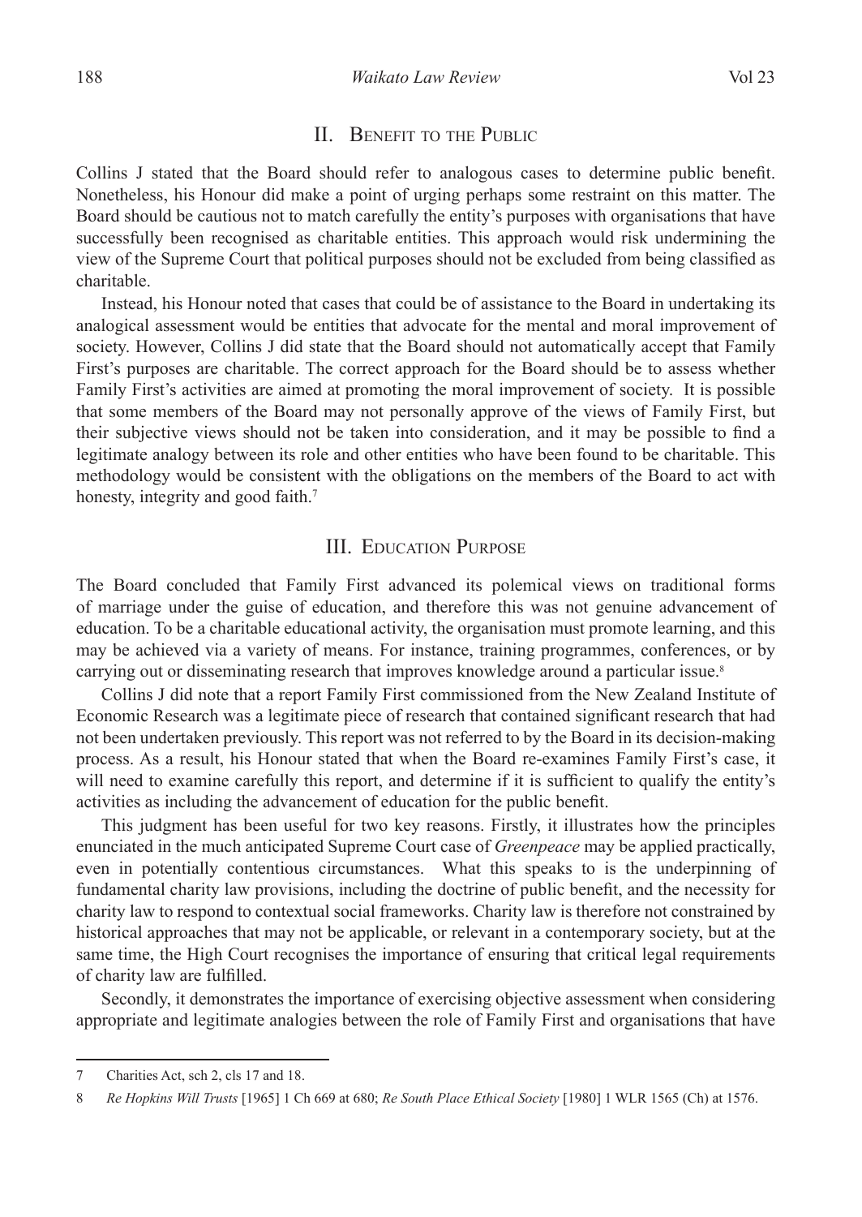## II. Benefit to the Public

Collins J stated that the Board should refer to analogous cases to determine public benefit. Nonetheless, his Honour did make a point of urging perhaps some restraint on this matter. The Board should be cautious not to match carefully the entity's purposes with organisations that have successfully been recognised as charitable entities. This approach would risk undermining the view of the Supreme Court that political purposes should not be excluded from being classified as charitable.

Instead, his Honour noted that cases that could be of assistance to the Board in undertaking its analogical assessment would be entities that advocate for the mental and moral improvement of society. However, Collins J did state that the Board should not automatically accept that Family First's purposes are charitable. The correct approach for the Board should be to assess whether Family First's activities are aimed at promoting the moral improvement of society. It is possible that some members of the Board may not personally approve of the views of Family First, but their subjective views should not be taken into consideration, and it may be possible to find a legitimate analogy between its role and other entities who have been found to be charitable. This methodology would be consistent with the obligations on the members of the Board to act with honesty, integrity and good faith.[7]

## III. Education Purpose

The Board concluded that Family First advanced its polemical views on traditional forms of marriage under the guise of education, and therefore this was not genuine advancement of education. To be a charitable educational activity, the organisation must promote learning, and this may be achieved via a variety of means. For instance, training programmes, conferences, or by carrying out or disseminating research that improves knowledge around a particular issue.[8]

Collins J did note that a report Family First commissioned from the New Zealand Institute of Economic Research was a legitimate piece of research that contained significant research that had not been undertaken previously. This report was not referred to by the Board in its decision-making process. As a result, his Honour stated that when the Board re-examines Family First's case, it will need to examine carefully this report, and determine if it is sufficient to qualify the entity's activities as including the advancement of education for the public benefit.

This judgment has been useful for two key reasons. Firstly, it illustrates how the principles enunciated in the much anticipated Supreme Court case of *Greenpeace* may be applied practically, even in potentially contentious circumstances. What this speaks to is the underpinning of fundamental charity law provisions, including the doctrine of public benefit, and the necessity for charity law to respond to contextual social frameworks. Charity law is therefore not constrained by historical approaches that may not be applicable, or relevant in a contemporary society, but at the same time, the High Court recognises the importance of ensuring that critical legal requirements of charity law are fulfilled.

Secondly, it demonstrates the importance of exercising objective assessment when considering appropriate and legitimate analogies between the role of Family First and organisations that have

---

7 Charities Act, sch 2, cls 17 and 18.

8 *Re Hopkins Will Trusts* [1965] 1 Ch 669 at 680; *Re South Place Ethical Society* [1980] 1 WLR 1565 (Ch) at 1576.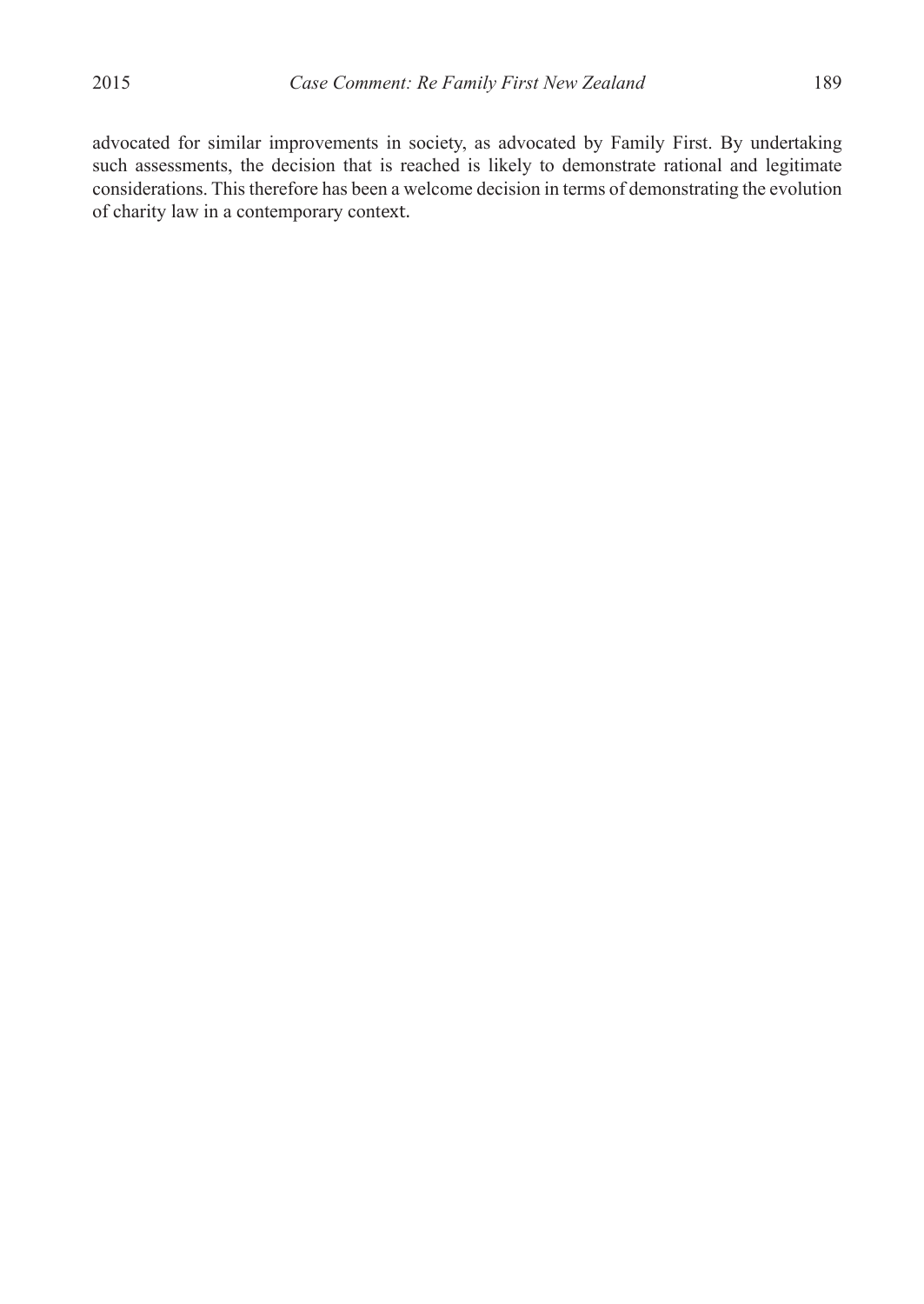advocated for similar improvements in society, as advocated by Family First. By undertaking such assessments, the decision that is reached is likely to demonstrate rational and legitimate considerations. This therefore has been a welcome decision in terms of demonstrating the evolution of charity law in a contemporary context.